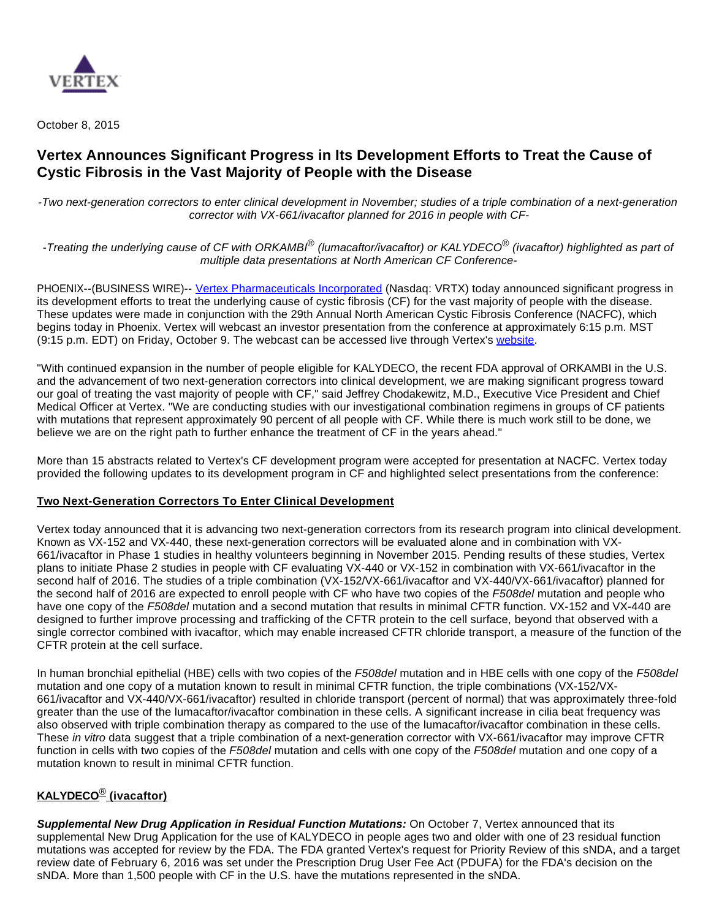VERTEX

October 8, 2015

# Vertex Announces Significant Progress in Its Development Efforts to Treat the Cause of Cystic Fibrosis in the Vast Majority of People with the Disease

*-Two next-generation correctors to enter clinical development in November; studies of a triple combination of a next-generation corrector with VX-661/ivacaftor planned for 2016 in people with CF-*

*-Treating the underlying cause of CF with ORKAMBI® (lumacaftor/ivacaftor) or KALYDECO® (ivacaftor) highlighted as part of multiple data presentations at North American CF Conference-*

PHOENIX--(BUSINESS WIRE)-- Vertex Pharmaceuticals Incorporated (Nasdaq: VRTX) today announced significant progress in its development efforts to treat the underlying cause of cystic fibrosis (CF) for the vast majority of people with the disease. These updates were made in conjunction with the 29th Annual North American Cystic Fibrosis Conference (NACFC), which begins today in Phoenix. Vertex will webcast an investor presentation from the conference at approximately 6:15 p.m. MST (9:15 p.m. EDT) on Friday, October 9. The webcast can be accessed live through Vertex's website.

"With continued expansion in the number of people eligible for KALYDECO, the recent FDA approval of ORKAMBI in the U.S. and the advancement of two next-generation correctors into clinical development, we are making significant progress toward our goal of treating the vast majority of people with CF," said Jeffrey Chodakewitz, M.D., Executive Vice President and Chief Medical Officer at Vertex. "We are conducting studies with our investigational combination regimens in groups of CF patients with mutations that represent approximately 90 percent of all people with CF. While there is much work still to be done, we believe we are on the right path to further enhance the treatment of CF in the years ahead."

More than 15 abstracts related to Vertex's CF development program were accepted for presentation at NACFC. Vertex today provided the following updates to its development program in CF and highlighted select presentations from the conference:

## Two Next-Generation Correctors To Enter Clinical Development

Vertex today announced that it is advancing two next-generation correctors from its research program into clinical development. Known as VX-152 and VX-440, these next-generation correctors will be evaluated alone and in combination with VX-661/ivacaftor in Phase 1 studies in healthy volunteers beginning in November 2015. Pending results of these studies, Vertex plans to initiate Phase 2 studies in people with CF evaluating VX-440 or VX-152 in combination with VX-661/ivacaftor in the second half of 2016. The studies of a triple combination (VX-152/VX-661/ivacaftor and VX-440/VX-661/ivacaftor) planned for the second half of 2016 are expected to enroll people with CF who have two copies of the *F508del* mutation and people who have one copy of the *F508del* mutation and a second mutation that results in minimal CFTR function. VX-152 and VX-440 are designed to further improve processing and trafficking of the CFTR protein to the cell surface, beyond that observed with a single corrector combined with ivacaftor, which may enable increased CFTR chloride transport, a measure of the function of the CFTR protein at the cell surface.

In human bronchial epithelial (HBE) cells with two copies of the *F508del* mutation and in HBE cells with one copy of the *F508del* mutation and one copy of a mutation known to result in minimal CFTR function, the triple combinations (VX-152/VX-661/ivacaftor and VX-440/VX-661/ivacaftor) resulted in chloride transport (percent of normal) that was approximately three-fold greater than the use of the lumacaftor/ivacaftor combination in these cells. A significant increase in cilia beat frequency was also observed with triple combination therapy as compared to the use of the lumacaftor/ivacaftor combination in these cells. These *in vitro* data suggest that a triple combination of a next-generation corrector with VX-661/ivacaftor may improve CFTR function in cells with two copies of the *F508del* mutation and cells with one copy of the *F508del* mutation and one copy of a mutation known to result in minimal CFTR function.

## KALYDECO® (ivacaftor)

***Supplemental New Drug Application in Residual Function Mutations:*** On October 7, Vertex announced that its supplemental New Drug Application for the use of KALYDECO in people ages two and older with one of 23 residual function mutations was accepted for review by the FDA. The FDA granted Vertex's request for Priority Review of this sNDA, and a target review date of February 6, 2016 was set under the Prescription Drug User Fee Act (PDUFA) for the FDA's decision on the sNDA. More than 1,500 people with CF in the U.S. have the mutations represented in the sNDA.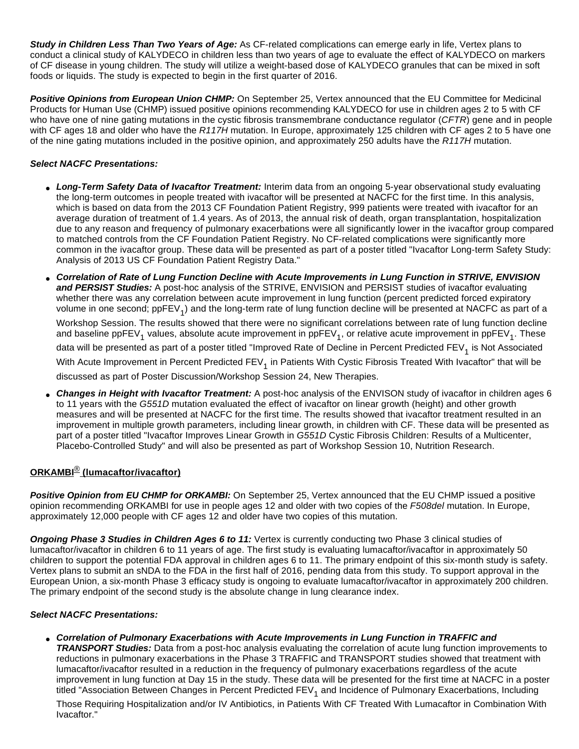***Study in Children Less Than Two Years of Age:*** As CF-related complications can emerge early in life, Vertex plans to conduct a clinical study of KALYDECO in children less than two years of age to evaluate the effect of KALYDECO on markers of CF disease in young children. The study will utilize a weight-based dose of KALYDECO granules that can be mixed in soft foods or liquids. The study is expected to begin in the first quarter of 2016.

***Positive Opinions from European Union CHMP:*** On September 25, Vertex announced that the EU Committee for Medicinal Products for Human Use (CHMP) issued positive opinions recommending KALYDECO for use in children ages 2 to 5 with CF who have one of nine gating mutations in the cystic fibrosis transmembrane conductance regulator (*CFTR*) gene and in people with CF ages 18 and older who have the *R117H* mutation. In Europe, approximately 125 children with CF ages 2 to 5 have one of the nine gating mutations included in the positive opinion, and approximately 250 adults have the *R117H* mutation.

***Select NACFC Presentations:***

- ***Long-Term Safety Data of Ivacaftor Treatment:*** Interim data from an ongoing 5-year observational study evaluating the long-term outcomes in people treated with ivacaftor will be presented at NACFC for the first time. In this analysis, which is based on data from the 2013 CF Foundation Patient Registry, 999 patients were treated with ivacaftor for an average duration of treatment of 1.4 years. As of 2013, the annual risk of death, organ transplantation, hospitalization due to any reason and frequency of pulmonary exacerbations were all significantly lower in the ivacaftor group compared to matched controls from the CF Foundation Patient Registry. No CF-related complications were significantly more common in the ivacaftor group. These data will be presented as part of a poster titled "Ivacaftor Long-term Safety Study: Analysis of 2013 US CF Foundation Patient Registry Data."
- ***Correlation of Rate of Lung Function Decline with Acute Improvements in Lung Function in STRIVE, ENVISION and PERSIST Studies:*** A post-hoc analysis of the STRIVE, ENVISION and PERSIST studies of ivacaftor evaluating whether there was any correlation between acute improvement in lung function (percent predicted forced expiratory volume in one second; $ppFEV_1$) and the long-term rate of lung function decline will be presented at NACFC as part of a Workshop Session. The results showed that there were no significant correlations between rate of lung function decline and baseline $ppFEV_1$ values, absolute acute improvement in $ppFEV_1$, or relative acute improvement in $ppFEV_1$. These data will be presented as part of a poster titled "Improved Rate of Decline in Percent Predicted $FEV_1$ is Not Associated With Acute Improvement in Percent Predicted $FEV_1$ in Patients With Cystic Fibrosis Treated With Ivacaftor" that will be discussed as part of Poster Discussion/Workshop Session 24, New Therapies.
- ***Changes in Height with Ivacaftor Treatment:*** A post-hoc analysis of the ENVISON study of ivacaftor in children ages 6 to 11 years with the *G551D* mutation evaluated the effect of ivacaftor on linear growth (height) and other growth measures and will be presented at NACFC for the first time. The results showed that ivacaftor treatment resulted in an improvement in multiple growth parameters, including linear growth, in children with CF. These data will be presented as part of a poster titled "Ivacaftor Improves Linear Growth in *G551D* Cystic Fibrosis Children: Results of a Multicenter, Placebo-Controlled Study" and will also be presented as part of Workshop Session 10, Nutrition Research.

## ORKAMBI® (lumacaftor/ivacaftor)

***Positive Opinion from EU CHMP for ORKAMBI:*** On September 25, Vertex announced that the EU CHMP issued a positive opinion recommending ORKAMBI for use in people ages 12 and older with two copies of the *F508del* mutation. In Europe, approximately 12,000 people with CF ages 12 and older have two copies of this mutation.

***Ongoing Phase 3 Studies in Children Ages 6 to 11:*** Vertex is currently conducting two Phase 3 clinical studies of lumacaftor/ivacaftor in children 6 to 11 years of age. The first study is evaluating lumacaftor/ivacaftor in approximately 50 children to support the potential FDA approval in children ages 6 to 11. The primary endpoint of this six-month study is safety. Vertex plans to submit an sNDA to the FDA in the first half of 2016, pending data from this study. To support approval in the European Union, a six-month Phase 3 efficacy study is ongoing to evaluate lumacaftor/ivacaftor in approximately 200 children. The primary endpoint of the second study is the absolute change in lung clearance index.

***Select NACFC Presentations:***

- ***Correlation of Pulmonary Exacerbations with Acute Improvements in Lung Function in TRAFFIC and TRANSPORT Studies:*** Data from a post-hoc analysis evaluating the correlation of acute lung function improvements to reductions in pulmonary exacerbations in the Phase 3 TRAFFIC and TRANSPORT studies showed that treatment with lumacaftor/ivacaftor resulted in a reduction in the frequency of pulmonary exacerbations regardless of the acute improvement in lung function at Day 15 in the study. These data will be presented for the first time at NACFC in a poster titled "Association Between Changes in Percent Predicted $FEV_1$ and Incidence of Pulmonary Exacerbations, Including Those Requiring Hospitalization and/or IV Antibiotics, in Patients With CF Treated With Lumacaftor in Combination With Ivacaftor."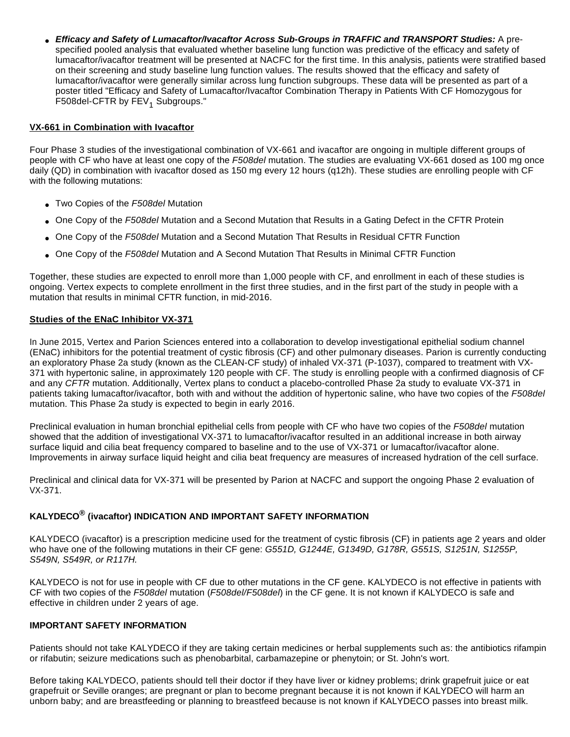- ***Efficacy and Safety of Lumacaftor/Ivacaftor Across Sub-Groups in TRAFFIC and TRANSPORT Studies:*** A pre-specified pooled analysis that evaluated whether baseline lung function was predictive of the efficacy and safety of lumacaftor/ivacaftor treatment will be presented at NACFC for the first time. In this analysis, patients were stratified based on their screening and study baseline lung function values. The results showed that the efficacy and safety of lumacaftor/ivacaftor were generally similar across lung function subgroups. These data will be presented as part of a poster titled "Efficacy and Safety of Lumacaftor/Ivacaftor Combination Therapy in Patients With CF Homozygous for F508del-CFTR by $FEV_1$ Subgroups."

**VX-661 in Combination with Ivacaftor**

Four Phase 3 studies of the investigational combination of VX-661 and ivacaftor are ongoing in multiple different groups of people with CF who have at least one copy of the *F508del* mutation. The studies are evaluating VX-661 dosed as 100 mg once daily (QD) in combination with ivacaftor dosed as 150 mg every 12 hours (q12h). These studies are enrolling people with CF with the following mutations:

- Two Copies of the *F508del* Mutation
- One Copy of the *F508del* Mutation and a Second Mutation that Results in a Gating Defect in the CFTR Protein
- One Copy of the *F508del* Mutation and a Second Mutation That Results in Residual CFTR Function
- One Copy of the *F508del* Mutation and A Second Mutation That Results in Minimal CFTR Function

Together, these studies are expected to enroll more than 1,000 people with CF, and enrollment in each of these studies is ongoing. Vertex expects to complete enrollment in the first three studies, and in the first part of the study in people with a mutation that results in minimal CFTR function, in mid-2016.

**Studies of the ENaC Inhibitor VX-371**

In June 2015, Vertex and Parion Sciences entered into a collaboration to develop investigational epithelial sodium channel (ENaC) inhibitors for the potential treatment of cystic fibrosis (CF) and other pulmonary diseases. Parion is currently conducting an exploratory Phase 2a study (known as the CLEAN-CF study) of inhaled VX-371 (P-1037), compared to treatment with VX-371 with hypertonic saline, in approximately 120 people with CF. The study is enrolling people with a confirmed diagnosis of CF and any *CFTR* mutation. Additionally, Vertex plans to conduct a placebo-controlled Phase 2a study to evaluate VX-371 in patients taking lumacaftor/ivacaftor, both with and without the addition of hypertonic saline, who have two copies of the *F508del* mutation. This Phase 2a study is expected to begin in early 2016.

Preclinical evaluation in human bronchial epithelial cells from people with CF who have two copies of the *F508del* mutation showed that the addition of investigational VX-371 to lumacaftor/ivacaftor resulted in an additional increase in both airway surface liquid and cilia beat frequency compared to baseline and to the use of VX-371 or lumacaftor/ivacaftor alone. Improvements in airway surface liquid height and cilia beat frequency are measures of increased hydration of the cell surface.

Preclinical and clinical data for VX-371 will be presented by Parion at NACFC and support the ongoing Phase 2 evaluation of VX-371.

**KALYDECO® (ivacaftor) INDICATION AND IMPORTANT SAFETY INFORMATION**

KALYDECO (ivacaftor) is a prescription medicine used for the treatment of cystic fibrosis (CF) in patients age 2 years and older who have one of the following mutations in their CF gene: *G551D, G1244E, G1349D, G178R, G551S, S1251N, S1255P, S549N, S549R, or R117H.*

KALYDECO is not for use in people with CF due to other mutations in the CF gene. KALYDECO is not effective in patients with CF with two copies of the *F508del* mutation (*F508del/F508del*) in the CF gene. It is not known if KALYDECO is safe and effective in children under 2 years of age.

**IMPORTANT SAFETY INFORMATION**

Patients should not take KALYDECO if they are taking certain medicines or herbal supplements such as: the antibiotics rifampin or rifabutin; seizure medications such as phenobarbital, carbamazepine or phenytoin; or St. John's wort.

Before taking KALYDECO, patients should tell their doctor if they have liver or kidney problems; drink grapefruit juice or eat grapefruit or Seville oranges; are pregnant or plan to become pregnant because it is not known if KALYDECO will harm an unborn baby; and are breastfeeding or planning to breastfeed because is not known if KALYDECO passes into breast milk.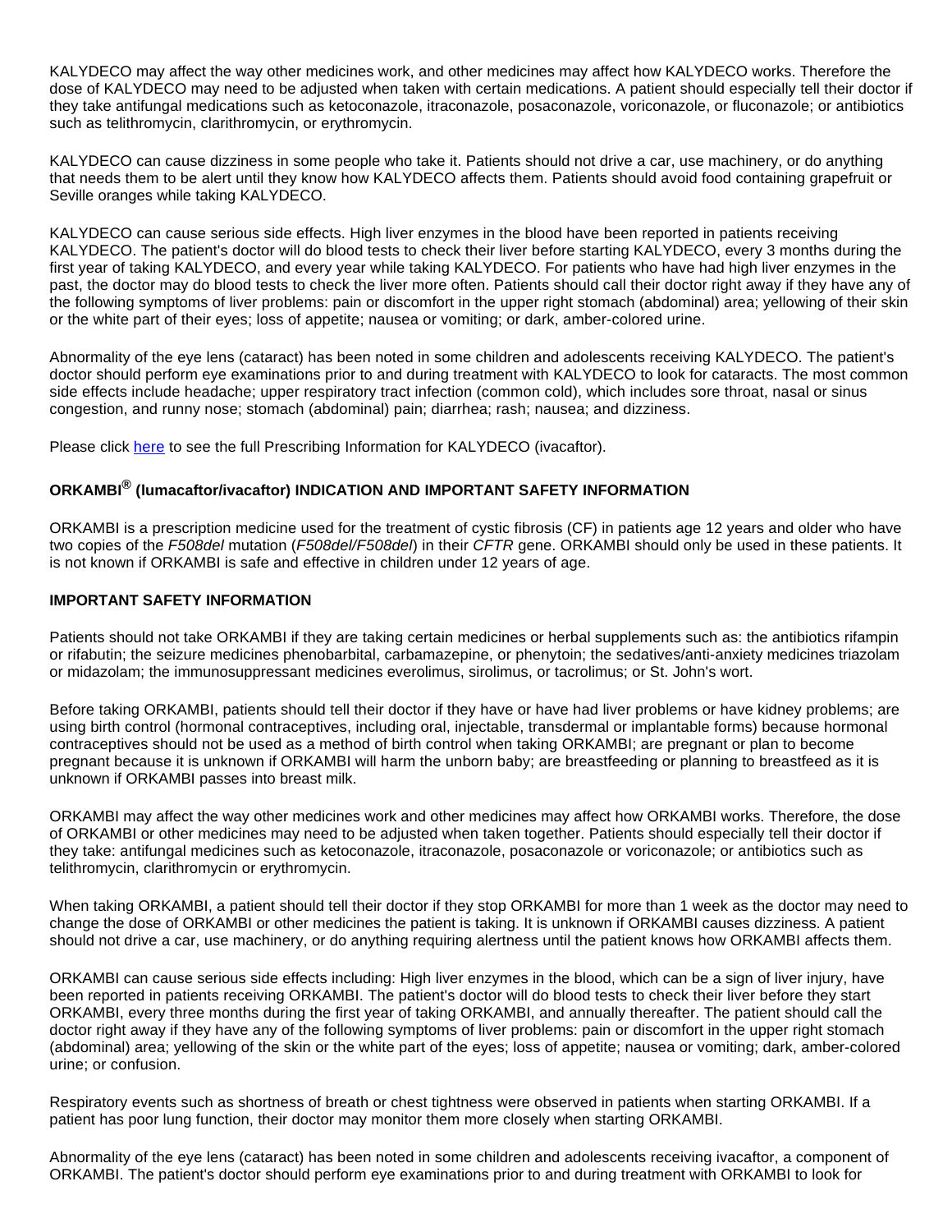KALYDECO may affect the way other medicines work, and other medicines may affect how KALYDECO works. Therefore the dose of KALYDECO may need to be adjusted when taken with certain medications. A patient should especially tell their doctor if they take antifungal medications such as ketoconazole, itraconazole, posaconazole, voriconazole, or fluconazole; or antibiotics such as telithromycin, clarithromycin, or erythromycin.

KALYDECO can cause dizziness in some people who take it. Patients should not drive a car, use machinery, or do anything that needs them to be alert until they know how KALYDECO affects them. Patients should avoid food containing grapefruit or Seville oranges while taking KALYDECO.

KALYDECO can cause serious side effects. High liver enzymes in the blood have been reported in patients receiving KALYDECO. The patient's doctor will do blood tests to check their liver before starting KALYDECO, every 3 months during the first year of taking KALYDECO, and every year while taking KALYDECO. For patients who have had high liver enzymes in the past, the doctor may do blood tests to check the liver more often. Patients should call their doctor right away if they have any of the following symptoms of liver problems: pain or discomfort in the upper right stomach (abdominal) area; yellowing of their skin or the white part of their eyes; loss of appetite; nausea or vomiting; or dark, amber-colored urine.

Abnormality of the eye lens (cataract) has been noted in some children and adolescents receiving KALYDECO. The patient's doctor should perform eye examinations prior to and during treatment with KALYDECO to look for cataracts. The most common side effects include headache; upper respiratory tract infection (common cold), which includes sore throat, nasal or sinus congestion, and runny nose; stomach (abdominal) pain; diarrhea; rash; nausea; and dizziness.

Please click here to see the full Prescribing Information for KALYDECO (ivacaftor).

**ORKAMBI® (lumacaftor/ivacaftor) INDICATION AND IMPORTANT SAFETY INFORMATION**

ORKAMBI is a prescription medicine used for the treatment of cystic fibrosis (CF) in patients age 12 years and older who have two copies of the *F508del* mutation (*F508del/F508del*) in their *CFTR* gene. ORKAMBI should only be used in these patients. It is not known if ORKAMBI is safe and effective in children under 12 years of age.

**IMPORTANT SAFETY INFORMATION**

Patients should not take ORKAMBI if they are taking certain medicines or herbal supplements such as: the antibiotics rifampin or rifabutin; the seizure medicines phenobarbital, carbamazepine, or phenytoin; the sedatives/anti-anxiety medicines triazolam or midazolam; the immunosuppressant medicines everolimus, sirolimus, or tacrolimus; or St. John's wort.

Before taking ORKAMBI, patients should tell their doctor if they have or have had liver problems or have kidney problems; are using birth control (hormonal contraceptives, including oral, injectable, transdermal or implantable forms) because hormonal contraceptives should not be used as a method of birth control when taking ORKAMBI; are pregnant or plan to become pregnant because it is unknown if ORKAMBI will harm the unborn baby; are breastfeeding or planning to breastfeed as it is unknown if ORKAMBI passes into breast milk.

ORKAMBI may affect the way other medicines work and other medicines may affect how ORKAMBI works. Therefore, the dose of ORKAMBI or other medicines may need to be adjusted when taken together. Patients should especially tell their doctor if they take: antifungal medicines such as ketoconazole, itraconazole, posaconazole or voriconazole; or antibiotics such as telithromycin, clarithromycin or erythromycin.

When taking ORKAMBI, a patient should tell their doctor if they stop ORKAMBI for more than 1 week as the doctor may need to change the dose of ORKAMBI or other medicines the patient is taking. It is unknown if ORKAMBI causes dizziness. A patient should not drive a car, use machinery, or do anything requiring alertness until the patient knows how ORKAMBI affects them.

ORKAMBI can cause serious side effects including: High liver enzymes in the blood, which can be a sign of liver injury, have been reported in patients receiving ORKAMBI. The patient's doctor will do blood tests to check their liver before they start ORKAMBI, every three months during the first year of taking ORKAMBI, and annually thereafter. The patient should call the doctor right away if they have any of the following symptoms of liver problems: pain or discomfort in the upper right stomach (abdominal) area; yellowing of the skin or the white part of the eyes; loss of appetite; nausea or vomiting; dark, amber-colored urine; or confusion.

Respiratory events such as shortness of breath or chest tightness were observed in patients when starting ORKAMBI. If a patient has poor lung function, their doctor may monitor them more closely when starting ORKAMBI.

Abnormality of the eye lens (cataract) has been noted in some children and adolescents receiving ivacaftor, a component of ORKAMBI. The patient's doctor should perform eye examinations prior to and during treatment with ORKAMBI to look for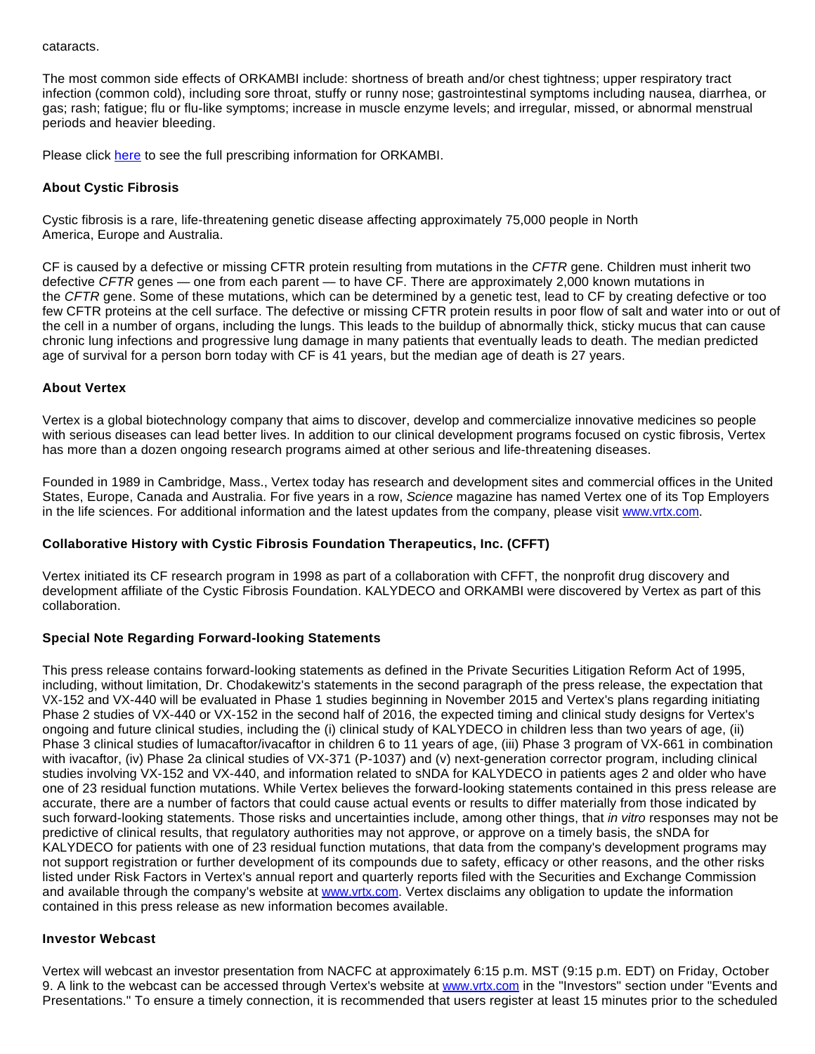cataracts.

The most common side effects of ORKAMBI include: shortness of breath and/or chest tightness; upper respiratory tract infection (common cold), including sore throat, stuffy or runny nose; gastrointestinal symptoms including nausea, diarrhea, or gas; rash; fatigue; flu or flu-like symptoms; increase in muscle enzyme levels; and irregular, missed, or abnormal menstrual periods and heavier bleeding.

Please click here to see the full prescribing information for ORKAMBI.

**About Cystic Fibrosis**

Cystic fibrosis is a rare, life-threatening genetic disease affecting approximately 75,000 people in North America, Europe and Australia.

CF is caused by a defective or missing CFTR protein resulting from mutations in the *CFTR* gene. Children must inherit two defective *CFTR* genes — one from each parent — to have CF. There are approximately 2,000 known mutations in the *CFTR* gene. Some of these mutations, which can be determined by a genetic test, lead to CF by creating defective or too few CFTR proteins at the cell surface. The defective or missing CFTR protein results in poor flow of salt and water into or out of the cell in a number of organs, including the lungs. This leads to the buildup of abnormally thick, sticky mucus that can cause chronic lung infections and progressive lung damage in many patients that eventually leads to death. The median predicted age of survival for a person born today with CF is 41 years, but the median age of death is 27 years.

**About Vertex**

Vertex is a global biotechnology company that aims to discover, develop and commercialize innovative medicines so people with serious diseases can lead better lives. In addition to our clinical development programs focused on cystic fibrosis, Vertex has more than a dozen ongoing research programs aimed at other serious and life-threatening diseases.

Founded in 1989 in Cambridge, Mass., Vertex today has research and development sites and commercial offices in the United States, Europe, Canada and Australia. For five years in a row, *Science* magazine has named Vertex one of its Top Employers in the life sciences. For additional information and the latest updates from the company, please visit www.vrtx.com.

**Collaborative History with Cystic Fibrosis Foundation Therapeutics, Inc. (CFFT)**

Vertex initiated its CF research program in 1998 as part of a collaboration with CFFT, the nonprofit drug discovery and development affiliate of the Cystic Fibrosis Foundation. KALYDECO and ORKAMBI were discovered by Vertex as part of this collaboration.

**Special Note Regarding Forward-looking Statements**

This press release contains forward-looking statements as defined in the Private Securities Litigation Reform Act of 1995, including, without limitation, Dr. Chodakewitz's statements in the second paragraph of the press release, the expectation that VX-152 and VX-440 will be evaluated in Phase 1 studies beginning in November 2015 and Vertex's plans regarding initiating Phase 2 studies of VX-440 or VX-152 in the second half of 2016, the expected timing and clinical study designs for Vertex's ongoing and future clinical studies, including the (i) clinical study of KALYDECO in children less than two years of age, (ii) Phase 3 clinical studies of lumacaftor/ivacaftor in children 6 to 11 years of age, (iii) Phase 3 program of VX-661 in combination with ivacaftor, (iv) Phase 2a clinical studies of VX-371 (P-1037) and (v) next-generation corrector program, including clinical studies involving VX-152 and VX-440, and information related to sNDA for KALYDECO in patients ages 2 and older who have one of 23 residual function mutations. While Vertex believes the forward-looking statements contained in this press release are accurate, there are a number of factors that could cause actual events or results to differ materially from those indicated by such forward-looking statements. Those risks and uncertainties include, among other things, that *in vitro* responses may not be predictive of clinical results, that regulatory authorities may not approve, or approve on a timely basis, the sNDA for KALYDECO for patients with one of 23 residual function mutations, that data from the company's development programs may not support registration or further development of its compounds due to safety, efficacy or other reasons, and the other risks listed under Risk Factors in Vertex's annual report and quarterly reports filed with the Securities and Exchange Commission and available through the company's website at www.vrtx.com. Vertex disclaims any obligation to update the information contained in this press release as new information becomes available.

**Investor Webcast**

Vertex will webcast an investor presentation from NACFC at approximately 6:15 p.m. MST (9:15 p.m. EDT) on Friday, October 9. A link to the webcast can be accessed through Vertex's website at www.vrtx.com in the "Investors" section under "Events and Presentations." To ensure a timely connection, it is recommended that users register at least 15 minutes prior to the scheduled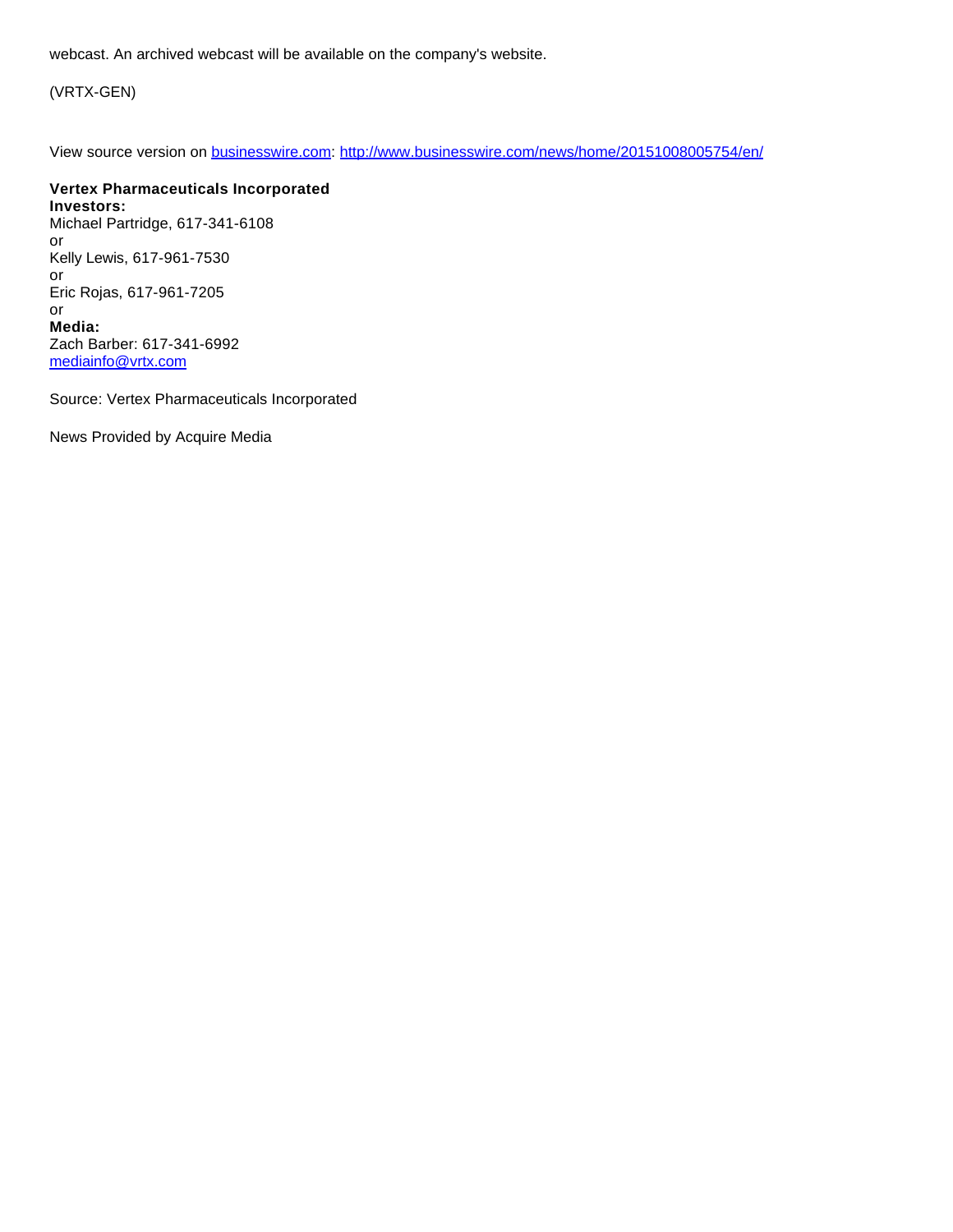webcast. An archived webcast will be available on the company's website.

(VRTX-GEN)

View source version on businesswire.com: http://www.businesswire.com/news/home/20151008005754/en/

**Vertex Pharmaceuticals Incorporated**
**Investors:**
Michael Partridge, 617-341-6108
or
Kelly Lewis, 617-961-7530
or
Eric Rojas, 617-961-7205
or
**Media:**
Zach Barber: 617-341-6992
mediainfo@vrtx.com

Source: Vertex Pharmaceuticals Incorporated

News Provided by Acquire Media